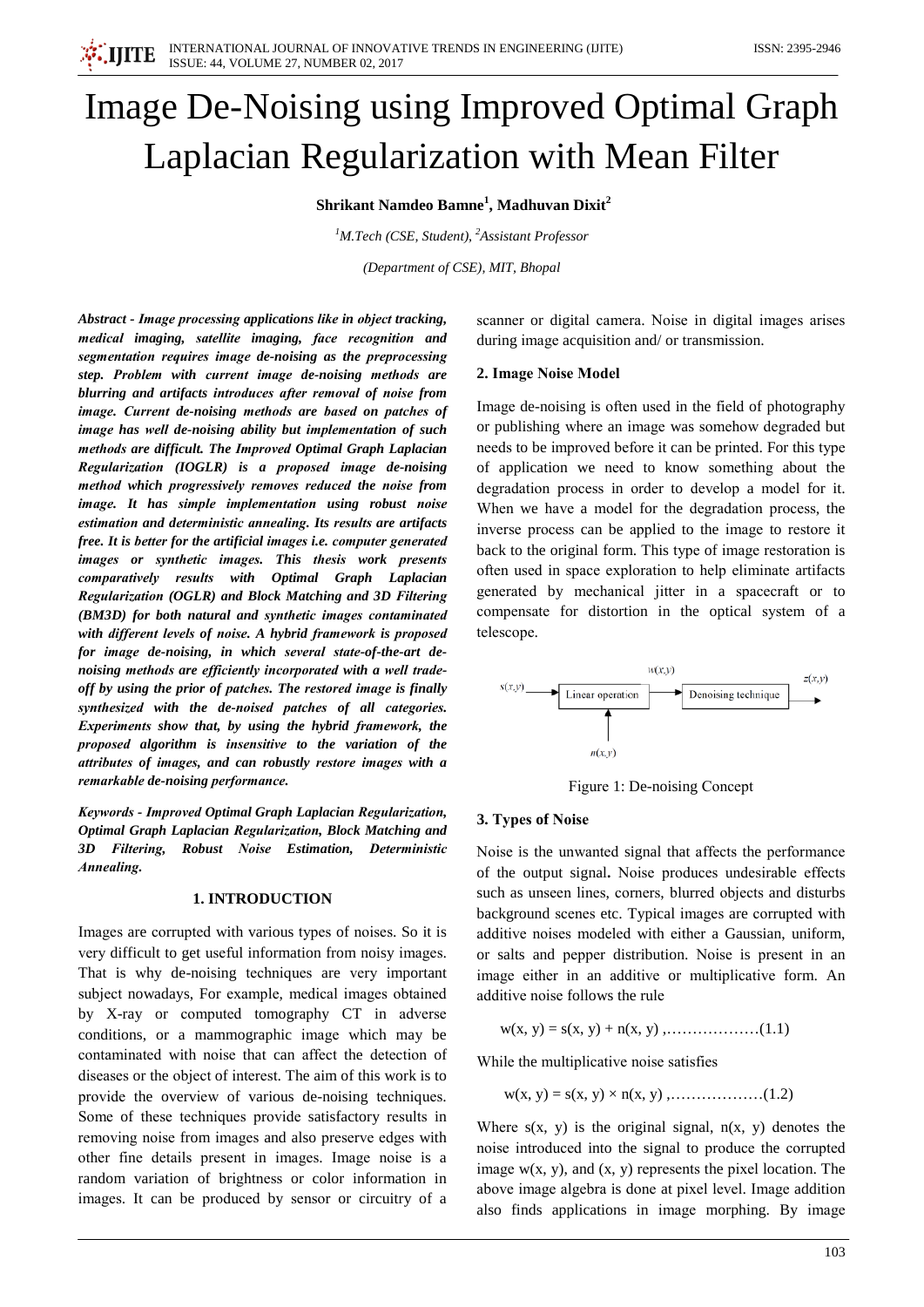# Image De-Noising using Improved Optimal Graph Laplacian Regularization with Mean Filter

**Shrikant Namdeo Bamne[1], Madhuvan Dixit[2]**

[1]*M.Tech (CSE, Student),* [2]*Assistant Professor*

*(Department of CSE), MIT, Bhopal*

***Abstract - Image processing applications like in object tracking, medical imaging, satellite imaging, face recognition and segmentation requires image de-noising as the preprocessing step. Problem with current image de-noising methods are blurring and artifacts introduces after removal of noise from image. Current de-noising methods are based on patches of image has well de-noising ability but implementation of such methods are difficult. The Improved Optimal Graph Laplacian Regularization (IOGLR) is a proposed image de-noising method which progressively removes reduced the noise from image. It has simple implementation using robust noise estimation and deterministic annealing. Its results are artifacts free. It is better for the artificial images i.e. computer generated images or synthetic images. This thesis work presents comparatively results with Optimal Graph Laplacian Regularization (OGLR) and Block Matching and 3D Filtering (BM3D) for both natural and synthetic images contaminated with different levels of noise. A hybrid framework is proposed for image de-noising, in which several state-of-the-art de-noising methods are efficiently incorporated with a well trade-off by using the prior of patches. The restored image is finally synthesized with the de-noised patches of all categories. Experiments show that, by using the hybrid framework, the proposed algorithm is insensitive to the variation of the attributes of images, and can robustly restore images with a remarkable de-noising performance.***

***Keywords - Improved Optimal Graph Laplacian Regularization, Optimal Graph Laplacian Regularization, Block Matching and 3D Filtering, Robust Noise Estimation, Deterministic Annealing.***

## 1. INTRODUCTION

Images are corrupted with various types of noises. So it is very difficult to get useful information from noisy images. That is why de-noising techniques are very important subject nowadays, For example, medical images obtained by X-ray or computed tomography CT in adverse conditions, or a mammographic image which may be contaminated with noise that can affect the detection of diseases or the object of interest. The aim of this work is to provide the overview of various de-noising techniques. Some of these techniques provide satisfactory results in removing noise from images and also preserve edges with other fine details present in images. Image noise is a random variation of brightness or color information in images. It can be produced by sensor or circuitry of a scanner or digital camera. Noise in digital images arises during image acquisition and/ or transmission.

## 2. Image Noise Model

Image de-noising is often used in the field of photography or publishing where an image was somehow degraded but needs to be improved before it can be printed. For this type of application we need to know something about the degradation process in order to develop a model for it. When we have a model for the degradation process, the inverse process can be applied to the image to restore it back to the original form. This type of image restoration is often used in space exploration to help eliminate artifacts generated by mechanical jitter in a spacecraft or to compensate for distortion in the optical system of a telescope.

$s(x,y)$ → Linear operation → $w(x,y)$ → Denoising technique → $z(x,y)$; $n(x,y)$ → Linear operation

Figure 1: De-noising Concept

## 3. Types of Noise

Noise is the unwanted signal that affects the performance of the output signal**.** Noise produces undesirable effects such as unseen lines, corners, blurred objects and disturbs background scenes etc. Typical images are corrupted with additive noises modeled with either a Gaussian, uniform, or salts and pepper distribution. Noise is present in an image either in an additive or multiplicative form. An additive noise follows the rule

$$w(x, y) = s(x, y) + n(x, y) \quad \ldots\ldots\ldots\ldots\ldots\ldots(1.1)$$

While the multiplicative noise satisfies

$$w(x, y) = s(x, y) \times n(x, y) \quad \ldots\ldots\ldots\ldots\ldots\ldots(1.2)$$

Where $s(x, y)$ is the original signal, $n(x, y)$ denotes the noise introduced into the signal to produce the corrupted image $w(x, y)$, and $(x, y)$ represents the pixel location. The above image algebra is done at pixel level. Image addition also finds applications in image morphing. By image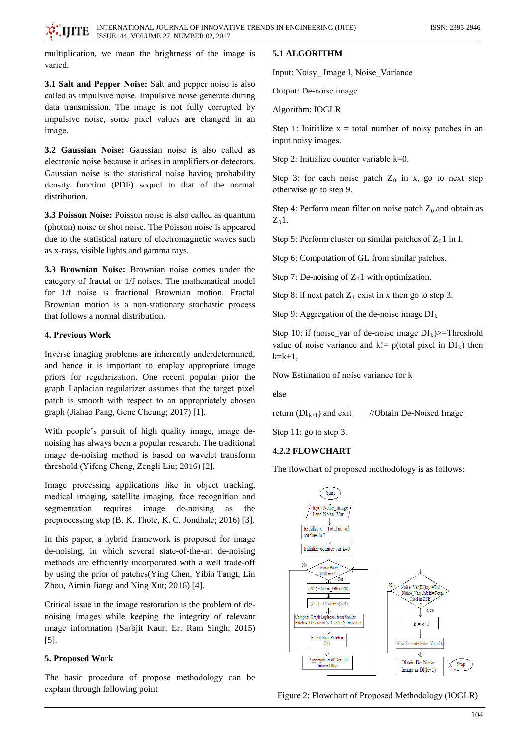multiplication, we mean the brightness of the image is varied.

**3.1 Salt and Pepper Noise:** Salt and pepper noise is also called as impulsive noise. Impulsive noise generate during data transmission. The image is not fully corrupted by impulsive noise, some pixel values are changed in an image.

**3.2 Gaussian Noise:** Gaussian noise is also called as electronic noise because it arises in amplifiers or detectors. Gaussian noise is the statistical noise having probability density function (PDF) sequel to that of the normal distribution.

**3.3 Poisson Noise:** Poisson noise is also called as quantum (photon) noise or shot noise. The Poisson noise is appeared due to the statistical nature of electromagnetic waves such as x-rays, visible lights and gamma rays.

**3.3 Brownian Noise:** Brownian noise comes under the category of fractal or 1/f noises. The mathematical model for 1/f noise is fractional Brownian motion. Fractal Brownian motion is a non-stationary stochastic process that follows a normal distribution.

## 4. Previous Work

Inverse imaging problems are inherently underdetermined, and hence it is important to employ appropriate image priors for regularization. One recent popular prior the graph Laplacian regularizer assumes that the target pixel patch is smooth with respect to an appropriately chosen graph (Jiahao Pang, Gene Cheung; 2017) [1].

With people's pursuit of high quality image, image de-noising has always been a popular research. The traditional image de-noising method is based on wavelet transform threshold (Yifeng Cheng, Zengli Liu; 2016) [2].

Image processing applications like in object tracking, medical imaging, satellite imaging, face recognition and segmentation requires image de-noising as the preprocessing step (B. K. Thote, K. C. Jondhale; 2016) [3].

In this paper, a hybrid framework is proposed for image de-noising, in which several state-of-the-art de-noising methods are efficiently incorporated with a well trade-off by using the prior of patches(Ying Chen, Yibin Tangt, Lin Zhou, Aimin Jiangt and Ning Xut; 2016) [4].

Critical issue in the image restoration is the problem of de-noising images while keeping the integrity of relevant image information (Sarbjit Kaur, Er. Ram Singh; 2015) [5].

## 5. Proposed Work

The basic procedure of propose methodology can be explain through following point

### 5.1 ALGORITHM

Input: Noisy_ Image I, Noise_Variance

Output: De-noise image

Algorithm: IOGLR

Step 1: Initialize x = total number of noisy patches in an input noisy images.

Step 2: Initialize counter variable k=0.

Step 3: for each noise patch $Z_0$ in x, go to next step otherwise go to step 9.

Step 4: Perform mean filter on noise patch $Z_0$ and obtain as $Z_0 1$.

Step 5: Perform cluster on similar patches of $Z_0 1$ in I.

Step 6: Computation of GL from similar patches.

Step 7: De-noising of $Z_0 1$ with optimization.

Step 8: if next patch $Z_1$ exist in x then go to step 3.

Step 9: Aggregation of the de-noise image $DI_k$

Step 10: if (noise_var of de-noise image $DI_k$)>=Threshold value of noise variance and k!= p(total pixel in $DI_k$) then k=k+1,

Now Estimation of noise variance for k

else

return ($DI_{k+1}$) and exit //Obtain De-Noised Image

Step 11: go to step 3.

### 4.2.2 FLOWCHART

The flowchart of proposed methodology is as follows:

Figure 2: Flowchart of Proposed Methodology (IOGLR)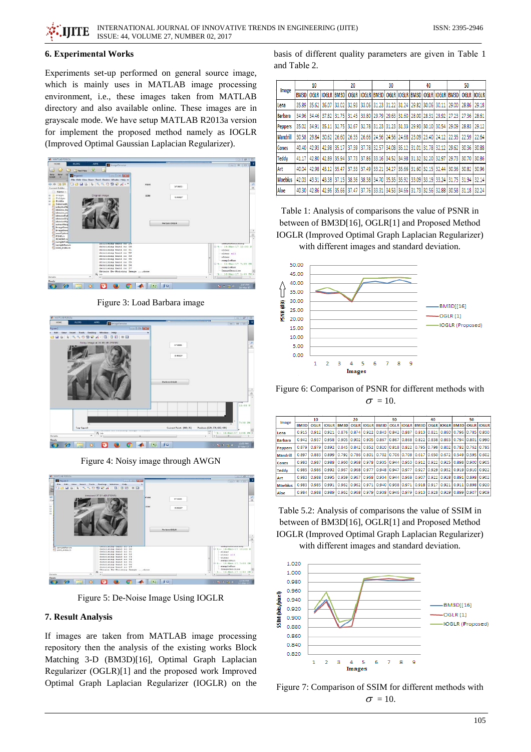## 6. Experimental Works

Experiments set-up performed on general source image, which is mainly uses in MATLAB image processing environment, i.e., these images taken from MATLAB directory and also available online. These images are in grayscale mode. We have setup MATLAB R2013a version for implement the proposed method namely as IOGLR (Improved Optimal Gaussian Laplacian Regularizer).

Figure 3: Load Barbara image

Figure 4: Noisy image through AWGN

Figure 5: De-Noise Image Using IOGLR

## 7. Result Analysis

If images are taken from MATLAB image processing repository then the analysis of the existing works Block Matching 3-D (BM3D)[16], Optimal Graph Laplacian Regularizer (OGLR)[1] and the proposed work Improved Optimal Graph Laplacian Regularizer (IOGLR) on the basis of different quality parameters are given in Table 1 and Table 2.

| Image | 10 | | | 20 | | | 30 | | | 40 | | | 50 | | |
|---|---|---|---|---|---|---|---|---|---|---|---|---|---|---|---|
| | BM3D | OGLR | IOGLR | BM3D | OGLR | IOGLR | BM3D | OGLR | IOGLR | BM3D | OGLR | IOGLR | BM3D | OGLR | IOGLR |
| Lena | 35.89 | 35.62 | 36.07 | 33.02 | 32.93 | 33.06 | 31.23 | 31.22 | 31.24 | 29.82 | 30.06 | 30.11 | 29.00 | 28.86 | 29.18 |
| Barbara | 34.96 | 34.46 | 37.82 | 31.75 | 31.45 | 33.80 | 29.79 | 29.63 | 31.60 | 28.00 | 28.31 | 29.92 | 27.23 | 27.36 | 28.61 |
| Peppers | 35.02 | 34.91 | 35.11 | 32.75 | 32.67 | 32.78 | 31.23 | 31.23 | 31.33 | 29.93 | 30.10 | 30.54 | 29.09 | 28.83 | 29.12 |
| Mandrill | 30.58 | 29.84 | 30.62 | 26.60 | 26.35 | 26.66 | 24.56 | 24.56 | 24.68 | 23.09 | 23.40 | 24.12 | 22.35 | 22.59 | 22.64 |
| Cones | 40.40 | 42.93 | 42.98 | 35.17 | 37.39 | 37.78 | 32.57 | 34.08 | 35.12 | 31.01 | 31.78 | 32.12 | 29.62 | 30.36 | 30.88 |
| Teddy | 41.17 | 42.80 | 42.89 | 35.94 | 37.73 | 37.86 | 33.16 | 34.52 | 34.98 | 31.32 | 32.20 | 32.97 | 29.73 | 30.70 | 30.86 |
| Art | 40.04 | 42.98 | 43.12 | 35.47 | 37.33 | 37.49 | 33.21 | 34.27 | 35.69 | 31.60 | 32.15 | 32.44 | 30.36 | 30.82 | 30.96 |
| Moebius | 42.03 | 43.31 | 43.38 | 37.15 | 38.36 | 38.38 | 34.70 | 35.35 | 35.92 | 33.09 | 33.19 | 33.24 | 31.75 | 31.94 | 32.14 |
| Aloe | 40.30 | 42.86 | 42.96 | 35.66 | 37.47 | 37.76 | 33.31 | 34.53 | 34.66 | 31.73 | 32.56 | 32.88 | 30.58 | 31.18 | 32.24 |

Table 1: Analysis of comparisons the value of PSNR in between of BM3D[16], OGLR[1] and Proposed Method IOGLR (Improved Optimal Graph Laplacian Regularizer) with different images and standard deviation.

Figure 6: Comparison of PSNR for different methods with $\sigma$ = 10.

| Image | 10 | | | 20 | | | 30 | | | 40 | | | 50 | | |
|---|---|---|---|---|---|---|---|---|---|---|---|---|---|---|---|
| | BM3D | OGLR | IOGLR | BM3D | OGLR | IOGLR | BM3D | OGLR | IOGLR | BM3D | OGLR | IOGLR | BM3D | OGLR | IOGLR |
| Lena | 0.915 | 0.912 | 0.921 | 0.876 | 0.874 | 0.922 | 0.843 | 0.842 | 0.887 | 0.813 | 0.821 | 0.860 | 0.796 | 0.785 | 0.830 |
| Barbara | 0.942 | 0.937 | 0.958 | 0.905 | 0.902 | 0.905 | 0.867 | 0.867 | 0.868 | 0.822 | 0.838 | 0.863 | 0.794 | 0.801 | 0.990 |
| Peppers | 0.879 | 0.879 | 0.892 | 0.845 | 0.842 | 0.852 | 0.820 | 0.818 | 0.822 | 0.795 | 0.798 | 0.802 | 0.782 | 0.762 | 0.785 |
| Mandrill | 0.897 | 0.883 | 0.899 | 0.792 | 0.786 | 0.801 | 0.702 | 0.706 | 0.708 | 0.617 | 0.650 | 0.672 | 0.549 | 0.595 | 0.602 |
| Cones | 0.983 | 0.987 | 0.988 | 0.960 | 0.968 | 0.978 | 0.935 | 0.944 | 0.953 | 0.912 | 0.922 | 0.925 | 0.898 | 0.900 | 0.905 |
| Teddy | 0.985 | 0.986 | 0.992 | 0.967 | 0.968 | 0.977 | 0.948 | 0.944 | 0.977 | 0.927 | 0.929 | 0.932 | 0.919 | 0.910 | 0.922 |
| Art | 0.983 | 0.988 | 0.995 | 0.959 | 0.967 | 0.968 | 0.934 | 0.944 | 0.968 | 0.907 | 0.922 | 0.928 | 0.891 | 0.898 | 0.902 |
| Moebius | 0.983 | 0.985 | 0.991 | 0.962 | 0.962 | 0.971 | 0.940 | 0.938 | 0.971 | 0.918 | 0.917 | 0.921 | 0.911 | 0.898 | 0.920 |
| Aloe | 0.984 | 0.988 | 0.989 | 0.962 | 0.968 | 0.979 | 0.938 | 0.946 | 0.979 | 0.913 | 0.928 | 0.929 | 0.899 | 0.907 | 0.909 |

Table 5.2: Analysis of comparisons the value of SSIM in between of BM3D[16], OGLR[1] and Proposed Method IOGLR (Improved Optimal Graph Laplacian Regularizer) with different images and standard deviation.

Figure 7: Comparison of SSIM for different methods with $\sigma$ = 10.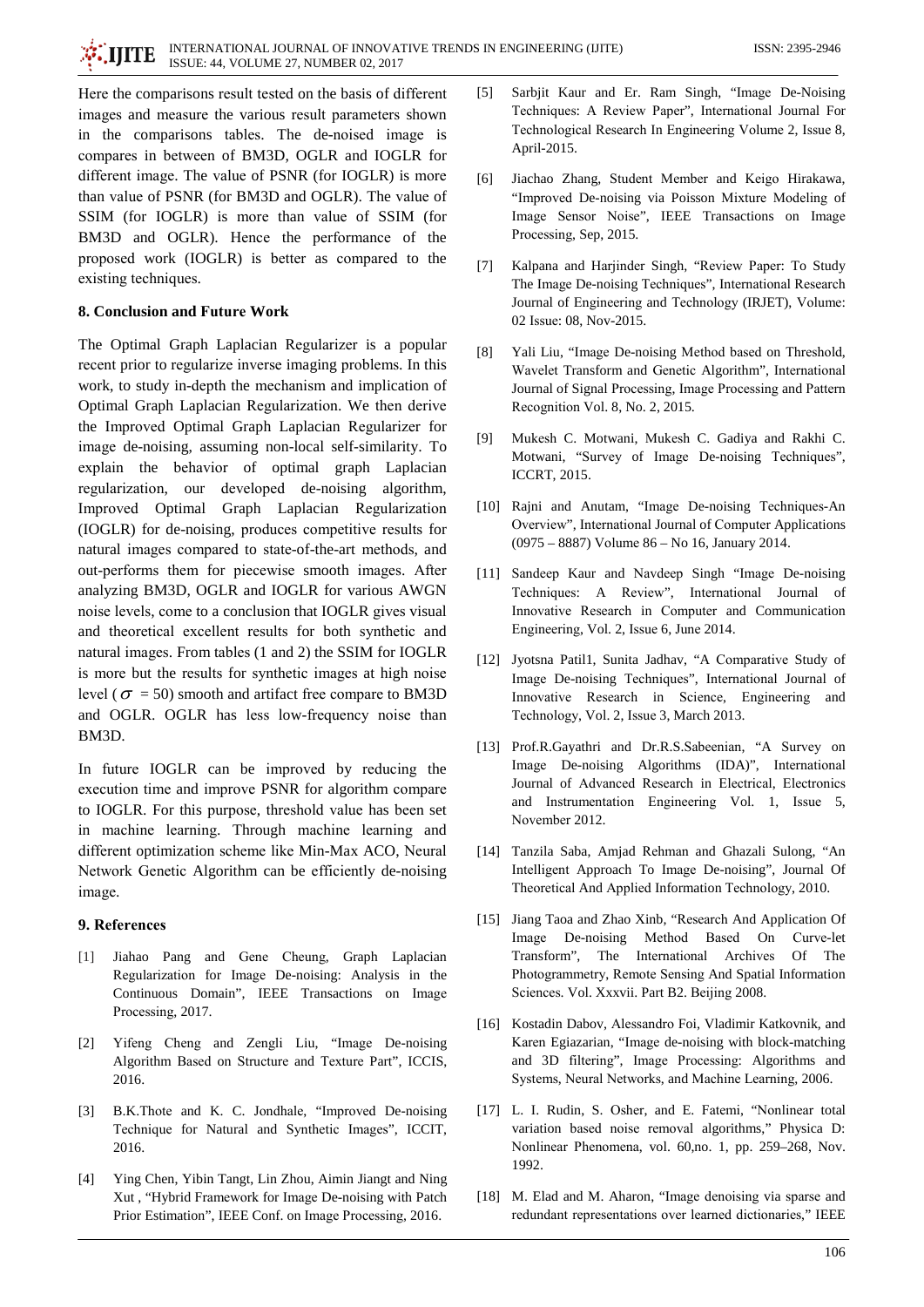Here the comparisons result tested on the basis of different images and measure the various result parameters shown in the comparisons tables. The de-noised image is compares in between of BM3D, OGLR and IOGLR for different image. The value of PSNR (for IOGLR) is more than value of PSNR (for BM3D and OGLR). The value of SSIM (for IOGLR) is more than value of SSIM (for BM3D and OGLR). Hence the performance of the proposed work (IOGLR) is better as compared to the existing techniques.

## 8. Conclusion and Future Work

The Optimal Graph Laplacian Regularizer is a popular recent prior to regularize inverse imaging problems. In this work, to study in-depth the mechanism and implication of Optimal Graph Laplacian Regularization. We then derive the Improved Optimal Graph Laplacian Regularizer for image de-noising, assuming non-local self-similarity. To explain the behavior of optimal graph Laplacian regularization, our developed de-noising algorithm, Improved Optimal Graph Laplacian Regularization (IOGLR) for de-noising, produces competitive results for natural images compared to state-of-the-art methods, and out-performs them for piecewise smooth images. After analyzing BM3D, OGLR and IOGLR for various AWGN noise levels, come to a conclusion that IOGLR gives visual and theoretical excellent results for both synthetic and natural images. From tables (1 and 2) the SSIM for IOGLR is more but the results for synthetic images at high noise level ($\sigma$ = 50) smooth and artifact free compare to BM3D and OGLR. OGLR has less low-frequency noise than BM3D.

In future IOGLR can be improved by reducing the execution time and improve PSNR for algorithm compare to IOGLR. For this purpose, threshold value has been set in machine learning. Through machine learning and different optimization scheme like Min-Max ACO, Neural Network Genetic Algorithm can be efficiently de-noising image.

## 9. References

[1] Jiahao Pang and Gene Cheung, Graph Laplacian Regularization for Image De-noising: Analysis in the Continuous Domain", IEEE Transactions on Image Processing, 2017.

[2] Yifeng Cheng and Zengli Liu, "Image De-noising Algorithm Based on Structure and Texture Part", ICCIS, 2016.

[3] B.K.Thote and K. C. Jondhale, "Improved De-noising Technique for Natural and Synthetic Images", ICCIT, 2016.

[4] Ying Chen, Yibin Tangt, Lin Zhou, Aimin Jiangt and Ning Xut , "Hybrid Framework for Image De-noising with Patch Prior Estimation", IEEE Conf. on Image Processing, 2016.

[5] Sarbjit Kaur and Er. Ram Singh, "Image De-Noising Techniques: A Review Paper", International Journal For Technological Research In Engineering Volume 2, Issue 8, April-2015.

[6] Jiachao Zhang, Student Member and Keigo Hirakawa, "Improved De-noising via Poisson Mixture Modeling of Image Sensor Noise", IEEE Transactions on Image Processing, Sep, 2015.

[7] Kalpana and Harjinder Singh, "Review Paper: To Study The Image De-noising Techniques", International Research Journal of Engineering and Technology (IRJET), Volume: 02 Issue: 08, Nov-2015.

[8] Yali Liu, "Image De-noising Method based on Threshold, Wavelet Transform and Genetic Algorithm", International Journal of Signal Processing, Image Processing and Pattern Recognition Vol. 8, No. 2, 2015.

[9] Mukesh C. Motwani, Mukesh C. Gadiya and Rakhi C. Motwani, "Survey of Image De-noising Techniques", ICCRT, 2015.

[10] Rajni and Anutam, "Image De-noising Techniques-An Overview", International Journal of Computer Applications (0975 – 8887) Volume 86 – No 16, January 2014.

[11] Sandeep Kaur and Navdeep Singh "Image De-noising Techniques: A Review", International Journal of Innovative Research in Computer and Communication Engineering, Vol. 2, Issue 6, June 2014.

[12] Jyotsna Patil1, Sunita Jadhav, "A Comparative Study of Image De-noising Techniques", International Journal of Innovative Research in Science, Engineering and Technology, Vol. 2, Issue 3, March 2013.

[13] Prof.R.Gayathri and Dr.R.S.Sabeenian, "A Survey on Image De-noising Algorithms (IDA)", International Journal of Advanced Research in Electrical, Electronics and Instrumentation Engineering Vol. 1, Issue 5, November 2012.

[14] Tanzila Saba, Amjad Rehman and Ghazali Sulong, "An Intelligent Approach To Image De-noising", Journal Of Theoretical And Applied Information Technology, 2010.

[15] Jiang Taoa and Zhao Xinb, "Research And Application Of Image De-noising Method Based On Curve-let Transform", The International Archives Of The Photogrammetry, Remote Sensing And Spatial Information Sciences. Vol. Xxxvii. Part B2. Beijing 2008.

[16] Kostadin Dabov, Alessandro Foi, Vladimir Katkovnik, and Karen Egiazarian, "Image de-noising with block-matching and 3D filtering", Image Processing: Algorithms and Systems, Neural Networks, and Machine Learning, 2006.

[17] L. I. Rudin, S. Osher, and E. Fatemi, "Nonlinear total variation based noise removal algorithms," Physica D: Nonlinear Phenomena, vol. 60,no. 1, pp. 259–268, Nov. 1992.

[18] M. Elad and M. Aharon, "Image denoising via sparse and redundant representations over learned dictionaries," IEEE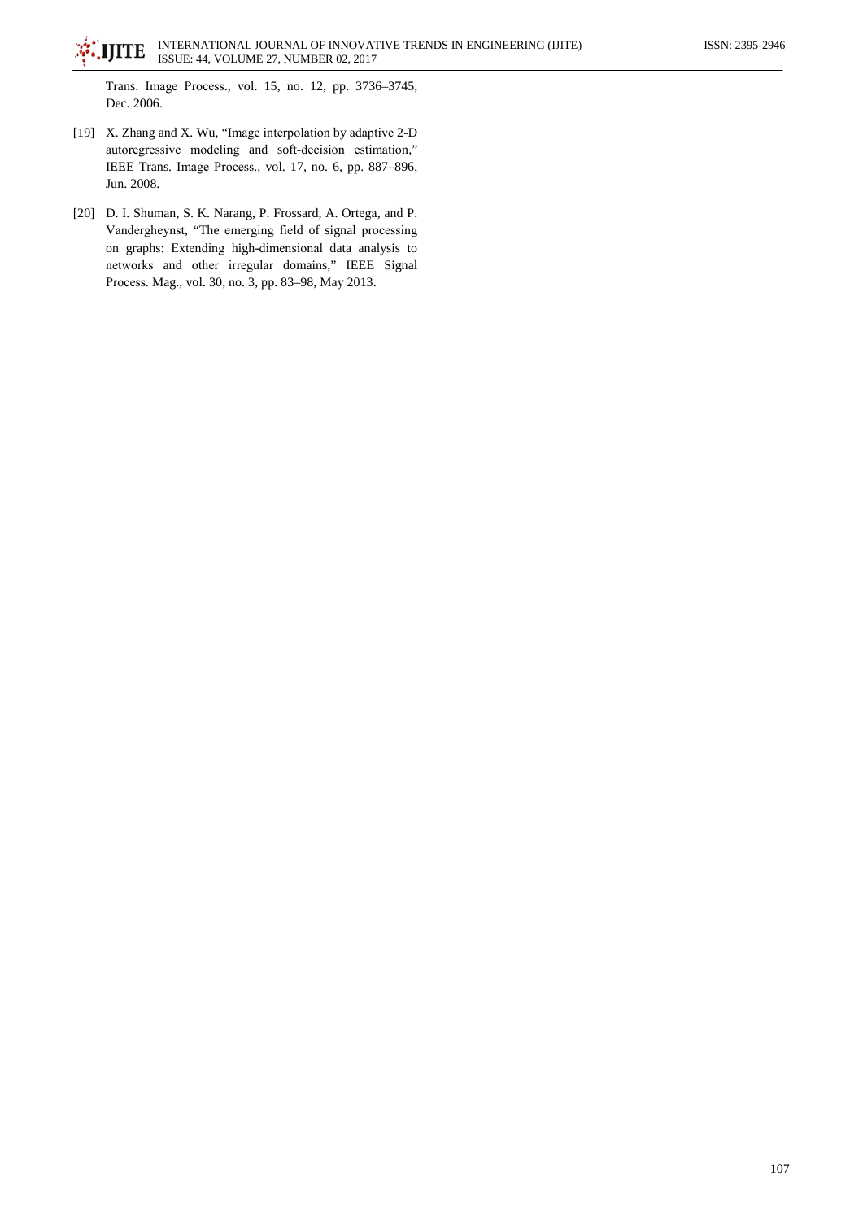Trans. Image Process., vol. 15, no. 12, pp. 3736–3745, Dec. 2006.

[19] X. Zhang and X. Wu, “Image interpolation by adaptive 2-D autoregressive modeling and soft-decision estimation,” IEEE Trans. Image Process., vol. 17, no. 6, pp. 887–896, Jun. 2008.

[20] D. I. Shuman, S. K. Narang, P. Frossard, A. Ortega, and P. Vandergheynst, “The emerging field of signal processing on graphs: Extending high-dimensional data analysis to networks and other irregular domains,” IEEE Signal Process. Mag., vol. 30, no. 3, pp. 83–98, May 2013.